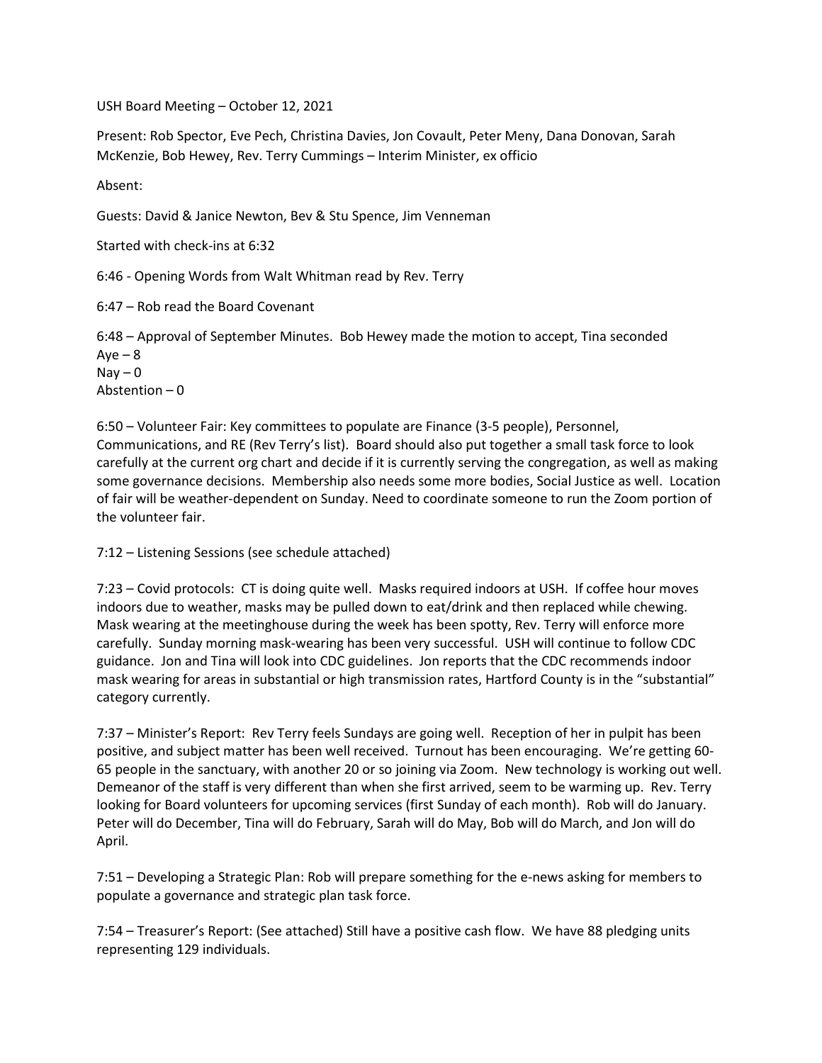USH Board Meeting – October 12, 2021

Present: Rob Spector, Eve Pech, Christina Davies, Jon Covault, Peter Meny, Dana Donovan, Sarah McKenzie, Bob Hewey, Rev. Terry Cummings – Interim Minister, ex officio

Absent:

Guests: David & Janice Newton, Bev & Stu Spence, Jim Venneman

Started with check-ins at 6:32

6:46 - Opening Words from Walt Whitman read by Rev. Terry

6:47 – Rob read the Board Covenant

6:48 – Approval of September Minutes. Bob Hewey made the motion to accept, Tina seconded  
Aye – 8  
Nay – 0  
Abstention – 0

6:50 – Volunteer Fair: Key committees to populate are Finance (3-5 people), Personnel, Communications, and RE (Rev Terry's list). Board should also put together a small task force to look carefully at the current org chart and decide if it is currently serving the congregation, as well as making some governance decisions. Membership also needs some more bodies, Social Justice as well. Location of fair will be weather-dependent on Sunday. Need to coordinate someone to run the Zoom portion of the volunteer fair.

7:12 – Listening Sessions (see schedule attached)

7:23 – Covid protocols: CT is doing quite well. Masks required indoors at USH. If coffee hour moves indoors due to weather, masks may be pulled down to eat/drink and then replaced while chewing. Mask wearing at the meetinghouse during the week has been spotty, Rev. Terry will enforce more carefully. Sunday morning mask-wearing has been very successful. USH will continue to follow CDC guidance. Jon and Tina will look into CDC guidelines. Jon reports that the CDC recommends indoor mask wearing for areas in substantial or high transmission rates, Hartford County is in the "substantial" category currently.

7:37 – Minister's Report: Rev Terry feels Sundays are going well. Reception of her in pulpit has been positive, and subject matter has been well received. Turnout has been encouraging. We're getting 60-65 people in the sanctuary, with another 20 or so joining via Zoom. New technology is working out well. Demeanor of the staff is very different than when she first arrived, seem to be warming up. Rev. Terry looking for Board volunteers for upcoming services (first Sunday of each month). Rob will do January. Peter will do December, Tina will do February, Sarah will do May, Bob will do March, and Jon will do April.

7:51 – Developing a Strategic Plan: Rob will prepare something for the e-news asking for members to populate a governance and strategic plan task force.

7:54 – Treasurer's Report: (See attached) Still have a positive cash flow. We have 88 pledging units representing 129 individuals.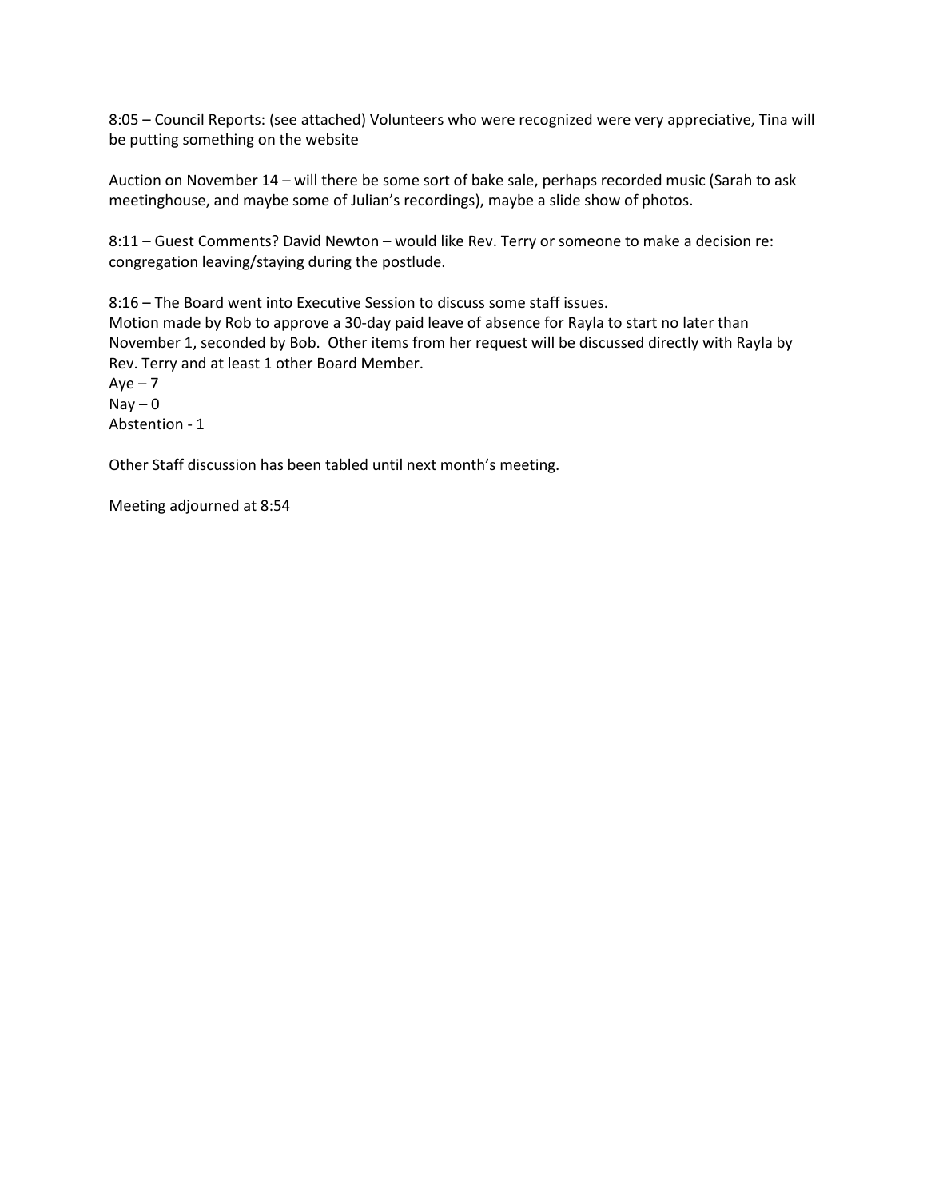8:05 – Council Reports: (see attached) Volunteers who were recognized were very appreciative, Tina will be putting something on the website

Auction on November 14 – will there be some sort of bake sale, perhaps recorded music (Sarah to ask meetinghouse, and maybe some of Julian's recordings), maybe a slide show of photos.

8:11 – Guest Comments? David Newton – would like Rev. Terry or someone to make a decision re: congregation leaving/staying during the postlude.

8:16 – The Board went into Executive Session to discuss some staff issues.
Motion made by Rob to approve a 30-day paid leave of absence for Rayla to start no later than November 1, seconded by Bob. Other items from her request will be discussed directly with Rayla by Rev. Terry and at least 1 other Board Member.
Aye – 7
Nay – 0
Abstention - 1

Other Staff discussion has been tabled until next month's meeting.

Meeting adjourned at 8:54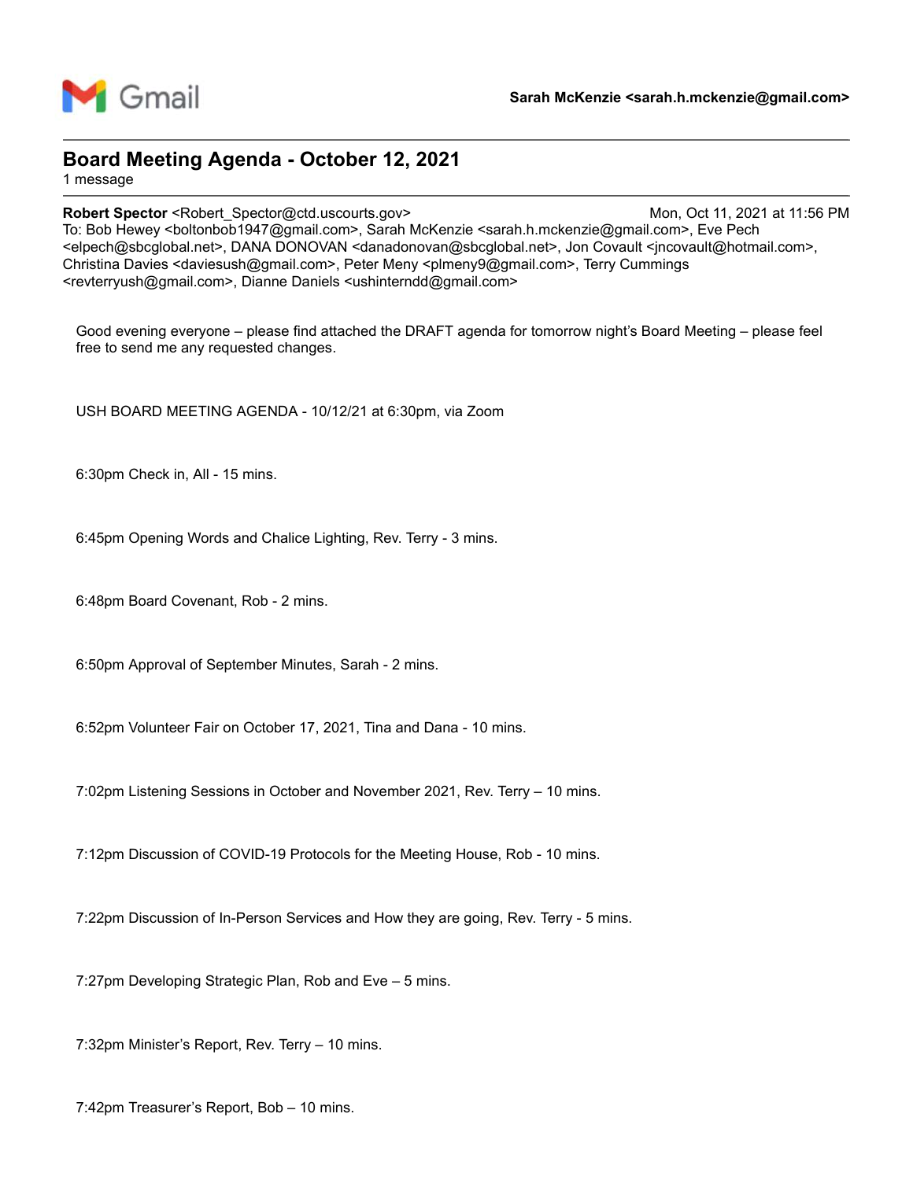Gmail

**Sarah McKenzie <sarah.h.mckenzie@gmail.com>**

---

## Board Meeting Agenda - October 12, 2021

1 message

---

**Robert Spector** <Robert_Spector@ctd.uscourts.gov> — Mon, Oct 11, 2021 at 11:56 PM

To: Bob Hewey <boltonbob1947@gmail.com>, Sarah McKenzie <sarah.h.mckenzie@gmail.com>, Eve Pech <elpech@sbcglobal.net>, DANA DONOVAN <danadonovan@sbcglobal.net>, Jon Covault <jncovault@hotmail.com>, Christina Davies <daviesush@gmail.com>, Peter Meny <plmeny9@gmail.com>, Terry Cummings <revterryush@gmail.com>, Dianne Daniels <ushinterndd@gmail.com>

Good evening everyone – please find attached the DRAFT agenda for tomorrow night's Board Meeting – please feel free to send me any requested changes.

USH BOARD MEETING AGENDA - 10/12/21 at 6:30pm, via Zoom

6:30pm Check in, All - 15 mins.

6:45pm Opening Words and Chalice Lighting, Rev. Terry - 3 mins.

6:48pm Board Covenant, Rob - 2 mins.

6:50pm Approval of September Minutes, Sarah - 2 mins.

6:52pm Volunteer Fair on October 17, 2021, Tina and Dana - 10 mins.

7:02pm Listening Sessions in October and November 2021, Rev. Terry – 10 mins.

7:12pm Discussion of COVID-19 Protocols for the Meeting House, Rob - 10 mins.

7:22pm Discussion of In-Person Services and How they are going, Rev. Terry - 5 mins.

7:27pm Developing Strategic Plan, Rob and Eve – 5 mins.

7:32pm Minister's Report, Rev. Terry – 10 mins.

7:42pm Treasurer's Report, Bob – 10 mins.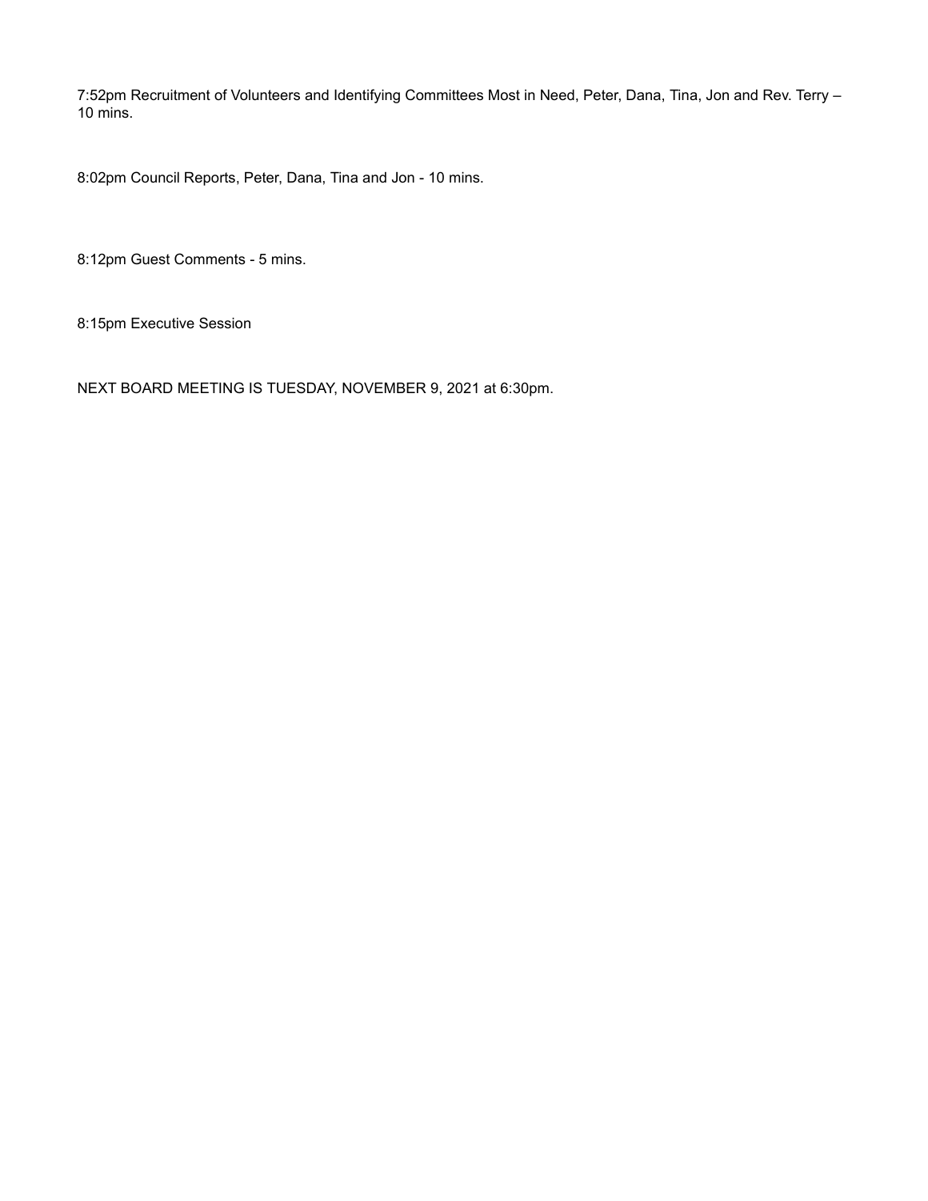7:52pm Recruitment of Volunteers and Identifying Committees Most in Need, Peter, Dana, Tina, Jon and Rev. Terry – 10 mins.

8:02pm Council Reports, Peter, Dana, Tina and Jon - 10 mins.

8:12pm Guest Comments - 5 mins.

8:15pm Executive Session

NEXT BOARD MEETING IS TUESDAY, NOVEMBER 9, 2021 at 6:30pm.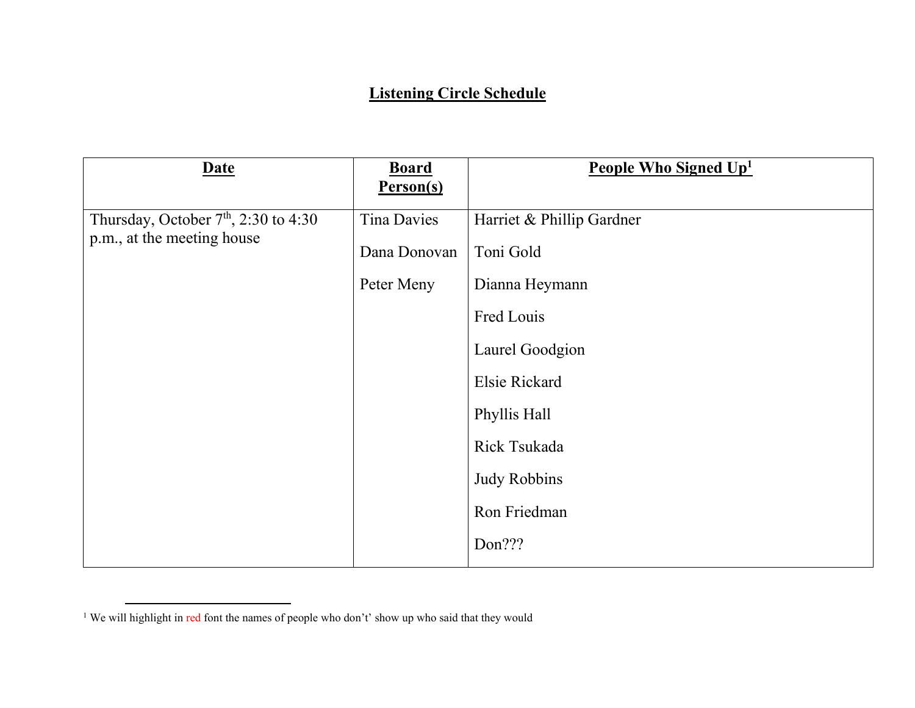## Listening Circle Schedule

| Date | Board Person(s) | People Who Signed Up[1] |
|---|---|---|
| Thursday, October 7th, 2:30 to 4:30 p.m., at the meeting house | Tina Davies<br>Dana Donovan<br>Peter Meny | Harriet & Phillip Gardner<br>Toni Gold<br>Dianna Heymann<br>Fred Louis<br>Laurel Goodgion<br>Elsie Rickard<br>Phyllis Hall<br>Rick Tsukada<br>Judy Robbins<br>Ron Friedman<br>Don??? |

[1] We will highlight in red font the names of people who don't' show up who said that they would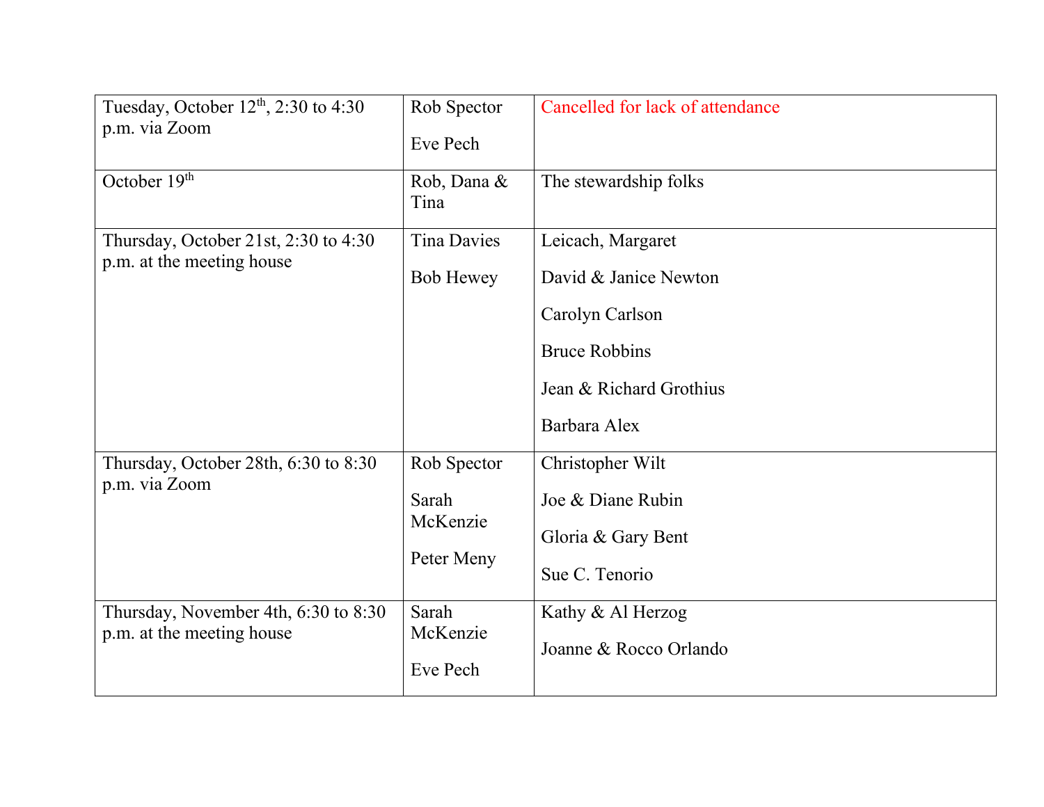| | | |
|---|---|---|
| Tuesday, October 12th, 2:30 to 4:30 p.m. via Zoom | Rob Spector<br><br>Eve Pech | Cancelled for lack of attendance |
| October 19th | Rob, Dana & Tina | The stewardship folks |
| Thursday, October 21st, 2:30 to 4:30 p.m. at the meeting house | Tina Davies<br><br>Bob Hewey | Leicach, Margaret<br><br>David & Janice Newton<br><br>Carolyn Carlson<br><br>Bruce Robbins<br><br>Jean & Richard Grothius<br><br>Barbara Alex |
| Thursday, October 28th, 6:30 to 8:30 p.m. via Zoom | Rob Spector<br><br>Sarah McKenzie<br><br>Peter Meny | Christopher Wilt<br><br>Joe & Diane Rubin<br><br>Gloria & Gary Bent<br><br>Sue C. Tenorio |
| Thursday, November 4th, 6:30 to 8:30 p.m. at the meeting house | Sarah McKenzie<br><br>Eve Pech | Kathy & Al Herzog<br><br>Joanne & Rocco Orlando |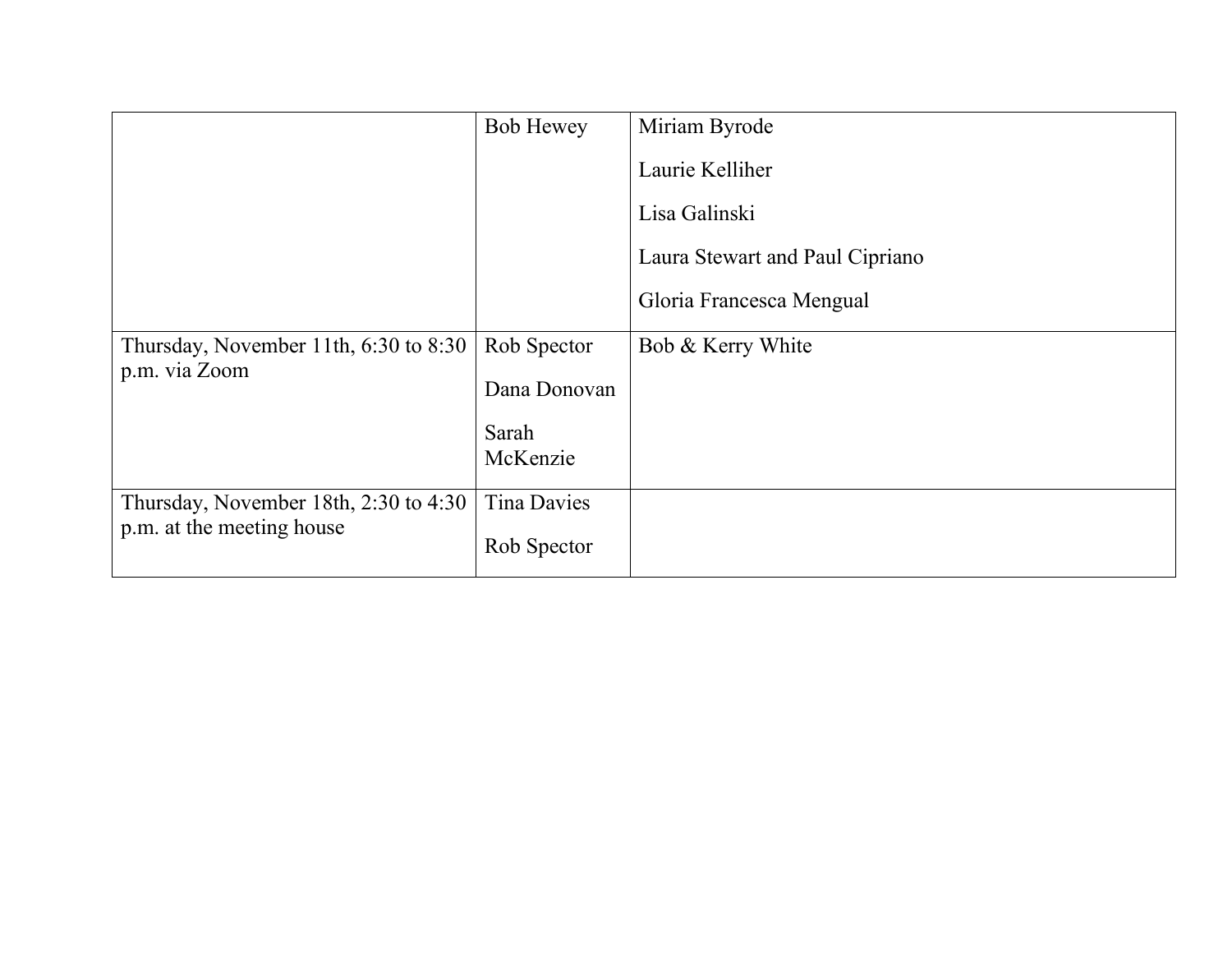| | | |
|---|---|---|
| | Bob Hewey | Miriam Byrode<br><br>Laurie Kelliher<br><br>Lisa Galinski<br><br>Laura Stewart and Paul Cipriano<br><br>Gloria Francesca Mengual |
| Thursday, November 11th, 6:30 to 8:30 p.m. via Zoom | Rob Spector<br><br>Dana Donovan<br><br>Sarah McKenzie | Bob & Kerry White |
| Thursday, November 18th, 2:30 to 4:30 p.m. at the meeting house | Tina Davies<br><br>Rob Spector | |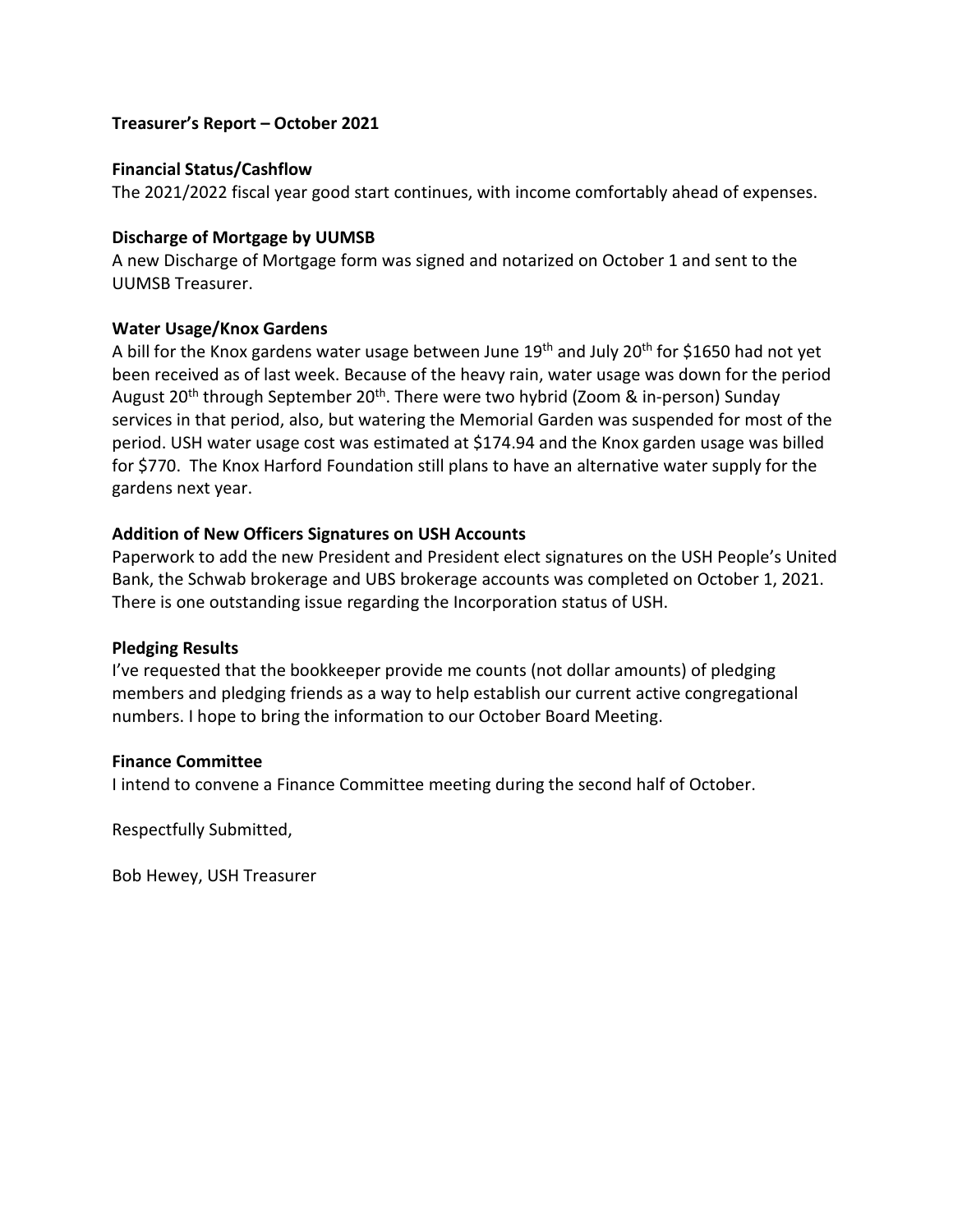**Treasurer's Report – October 2021**

**Financial Status/Cashflow**

The 2021/2022 fiscal year good start continues, with income comfortably ahead of expenses.

**Discharge of Mortgage by UUMSB**

A new Discharge of Mortgage form was signed and notarized on October 1 and sent to the UUMSB Treasurer.

**Water Usage/Knox Gardens**

A bill for the Knox gardens water usage between June 19th and July 20th for $1650 had not yet been received as of last week. Because of the heavy rain, water usage was down for the period August 20th through September 20th. There were two hybrid (Zoom & in-person) Sunday services in that period, also, but watering the Memorial Garden was suspended for most of the period. USH water usage cost was estimated at $174.94 and the Knox garden usage was billed for $770. The Knox Harford Foundation still plans to have an alternative water supply for the gardens next year.

**Addition of New Officers Signatures on USH Accounts**

Paperwork to add the new President and President elect signatures on the USH People's United Bank, the Schwab brokerage and UBS brokerage accounts was completed on October 1, 2021. There is one outstanding issue regarding the Incorporation status of USH.

**Pledging Results**

I've requested that the bookkeeper provide me counts (not dollar amounts) of pledging members and pledging friends as a way to help establish our current active congregational numbers. I hope to bring the information to our October Board Meeting.

**Finance Committee**

I intend to convene a Finance Committee meeting during the second half of October.

Respectfully Submitted,

Bob Hewey, USH Treasurer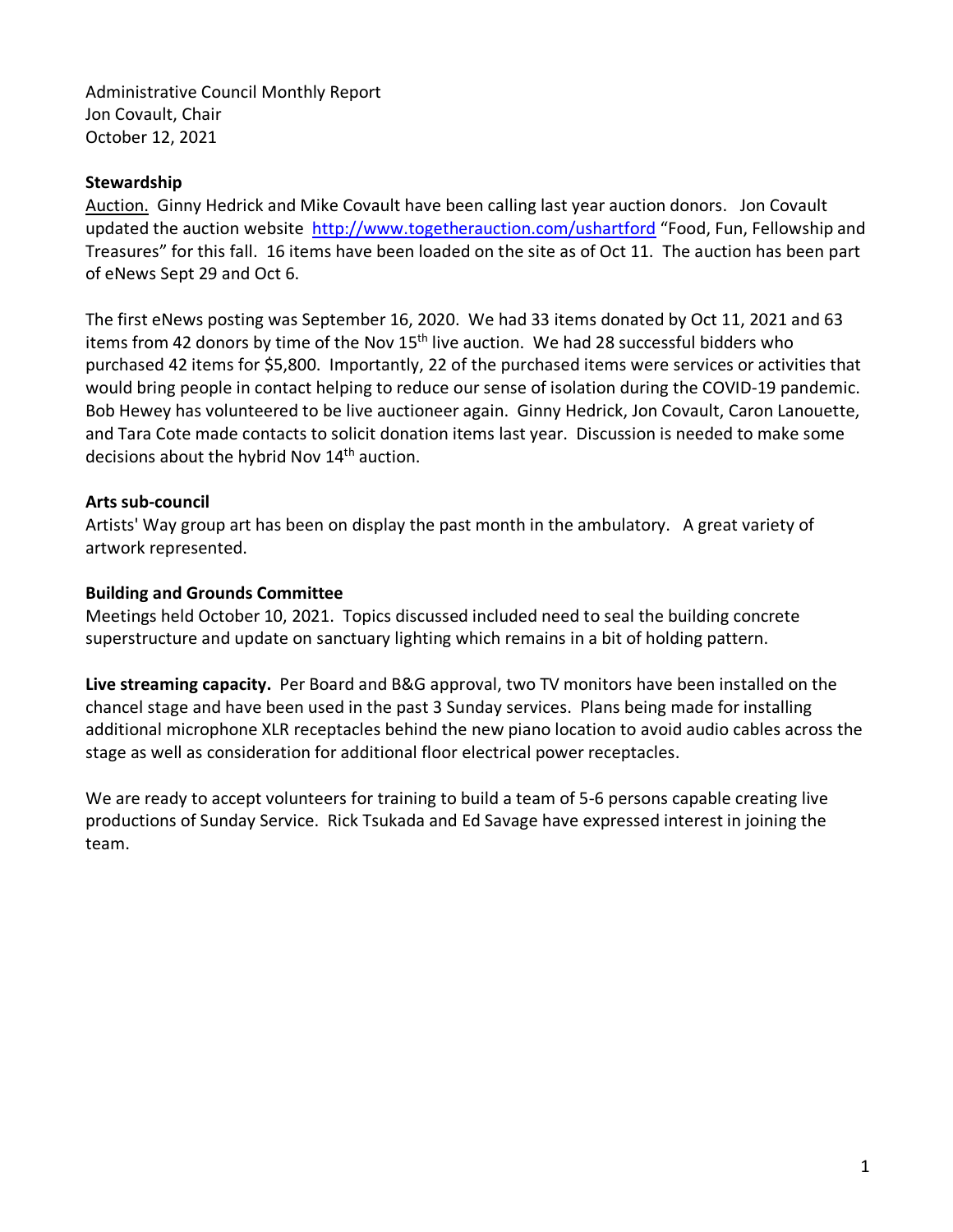Administrative Council Monthly Report
Jon Covault, Chair
October 12, 2021

**Stewardship**

Auction. Ginny Hedrick and Mike Covault have been calling last year auction donors. Jon Covault updated the auction website http://www.togetherauction.com/ushartford "Food, Fun, Fellowship and Treasures" for this fall. 16 items have been loaded on the site as of Oct 11. The auction has been part of eNews Sept 29 and Oct 6.

The first eNews posting was September 16, 2020. We had 33 items donated by Oct 11, 2021 and 63 items from 42 donors by time of the Nov 15th live auction. We had 28 successful bidders who purchased 42 items for $5,800. Importantly, 22 of the purchased items were services or activities that would bring people in contact helping to reduce our sense of isolation during the COVID-19 pandemic. Bob Hewey has volunteered to be live auctioneer again. Ginny Hedrick, Jon Covault, Caron Lanouette, and Tara Cote made contacts to solicit donation items last year. Discussion is needed to make some decisions about the hybrid Nov 14th auction.

**Arts sub-council**

Artists' Way group art has been on display the past month in the ambulatory. A great variety of artwork represented.

**Building and Grounds Committee**

Meetings held October 10, 2021. Topics discussed included need to seal the building concrete superstructure and update on sanctuary lighting which remains in a bit of holding pattern.

**Live streaming capacity.** Per Board and B&G approval, two TV monitors have been installed on the chancel stage and have been used in the past 3 Sunday services. Plans being made for installing additional microphone XLR receptacles behind the new piano location to avoid audio cables across the stage as well as consideration for additional floor electrical power receptacles.

We are ready to accept volunteers for training to build a team of 5-6 persons capable creating live productions of Sunday Service. Rick Tsukada and Ed Savage have expressed interest in joining the team.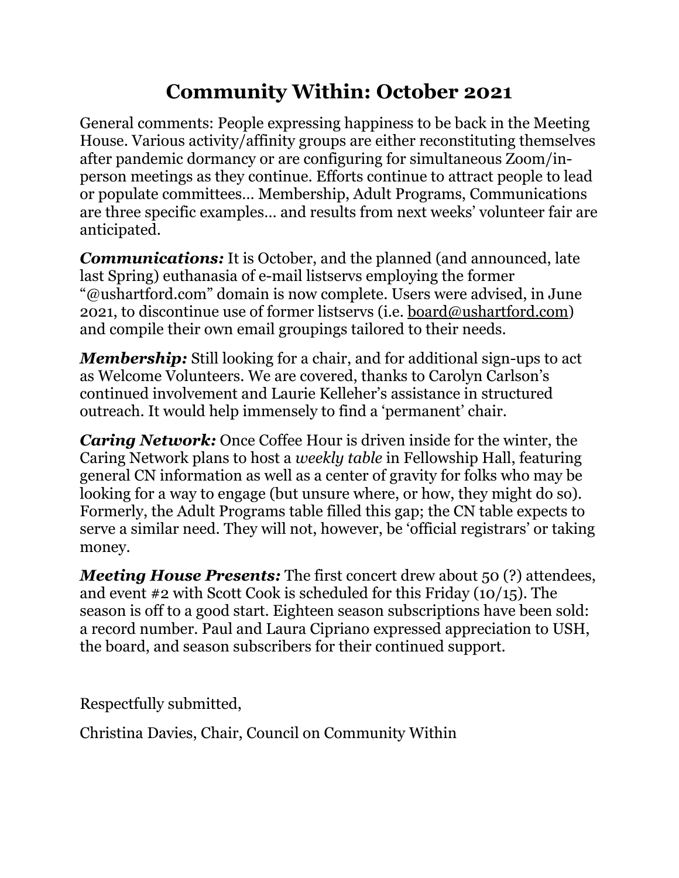# Community Within: October 2021

General comments: People expressing happiness to be back in the Meeting House. Various activity/affinity groups are either reconstituting themselves after pandemic dormancy or are configuring for simultaneous Zoom/in-person meetings as they continue. Efforts continue to attract people to lead or populate committees… Membership, Adult Programs, Communications are three specific examples… and results from next weeks' volunteer fair are anticipated.

***Communications:*** It is October, and the planned (and announced, late last Spring) euthanasia of e-mail listservs employing the former "@ushartford.com" domain is now complete. Users were advised, in June 2021, to discontinue use of former listservs (i.e. board@ushartford.com) and compile their own email groupings tailored to their needs.

***Membership:*** Still looking for a chair, and for additional sign-ups to act as Welcome Volunteers. We are covered, thanks to Carolyn Carlson's continued involvement and Laurie Kelleher's assistance in structured outreach. It would help immensely to find a 'permanent' chair.

***Caring Network:*** Once Coffee Hour is driven inside for the winter, the Caring Network plans to host a *weekly table* in Fellowship Hall, featuring general CN information as well as a center of gravity for folks who may be looking for a way to engage (but unsure where, or how, they might do so). Formerly, the Adult Programs table filled this gap; the CN table expects to serve a similar need. They will not, however, be 'official registrars' or taking money.

***Meeting House Presents:*** The first concert drew about 50 (?) attendees, and event #2 with Scott Cook is scheduled for this Friday (10/15). The season is off to a good start. Eighteen season subscriptions have been sold: a record number. Paul and Laura Cipriano expressed appreciation to USH, the board, and season subscribers for their continued support.

Respectfully submitted,

Christina Davies, Chair, Council on Community Within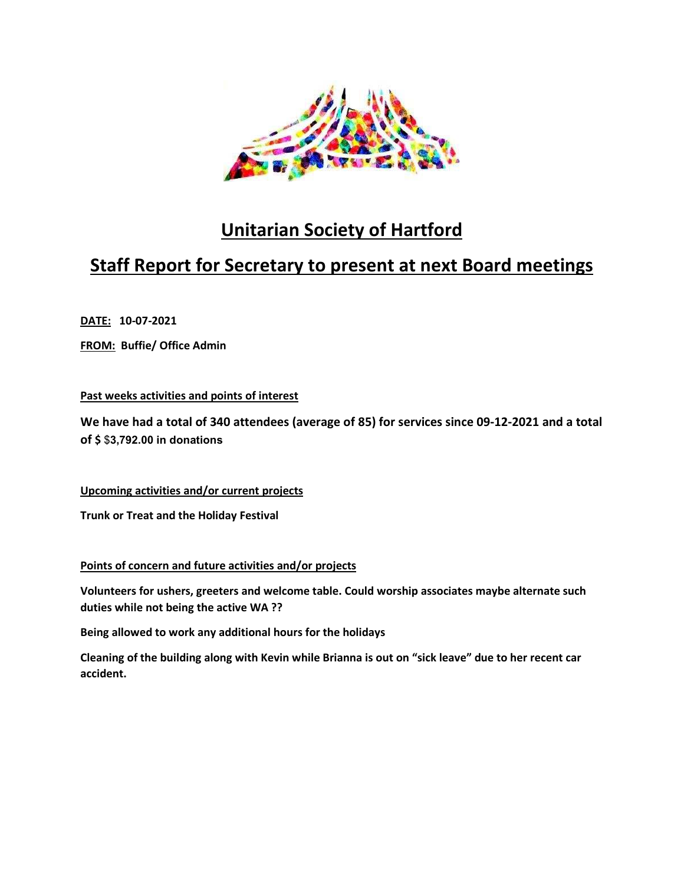# Unitarian Society of Hartford

## Staff Report for Secretary to present at next Board meetings

**DATE: 10-07-2021**

**FROM: Buffie/ Office Admin**

**Past weeks activities and points of interest**

**We have had a total of 340 attendees (average of 85) for services since 09-12-2021 and a total of $ $3,792.00 in donations**

**Upcoming activities and/or current projects**

**Trunk or Treat and the Holiday Festival**

**Points of concern and future activities and/or projects**

**Volunteers for ushers, greeters and welcome table. Could worship associates maybe alternate such duties while not being the active WA ??**

**Being allowed to work any additional hours for the holidays**

**Cleaning of the building along with Kevin while Brianna is out on "sick leave" due to her recent car accident.**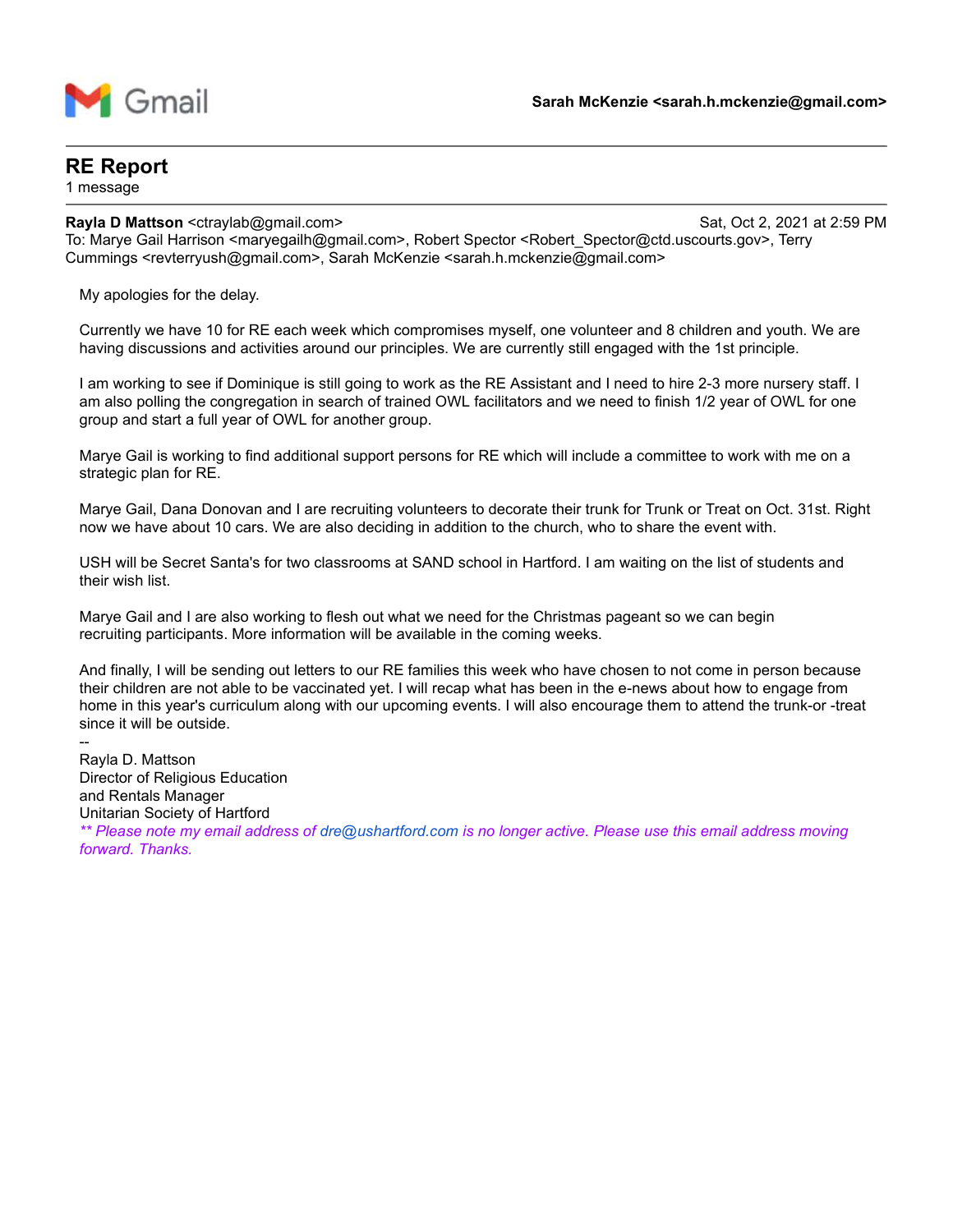Gmail

**Sarah McKenzie <sarah.h.mckenzie@gmail.com>**

# RE Report

1 message

**Rayla D Mattson** <ctraylab@gmail.com> Sat, Oct 2, 2021 at 2:59 PM
To: Marye Gail Harrison <maryegailh@gmail.com>, Robert Spector <Robert_Spector@ctd.uscourts.gov>, Terry Cummings <revterryush@gmail.com>, Sarah McKenzie <sarah.h.mckenzie@gmail.com>

My apologies for the delay.

Currently we have 10 for RE each week which compromises myself, one volunteer and 8 children and youth. We are having discussions and activities around our principles. We are currently still engaged with the 1st principle.

I am working to see if Dominique is still going to work as the RE Assistant and I need to hire 2-3 more nursery staff. I am also polling the congregation in search of trained OWL facilitators and we need to finish 1/2 year of OWL for one group and start a full year of OWL for another group.

Marye Gail is working to find additional support persons for RE which will include a committee to work with me on a strategic plan for RE.

Marye Gail, Dana Donovan and I are recruiting volunteers to decorate their trunk for Trunk or Treat on Oct. 31st. Right now we have about 10 cars. We are also deciding in addition to the church, who to share the event with.

USH will be Secret Santa's for two classrooms at SAND school in Hartford. I am waiting on the list of students and their wish list.

Marye Gail and I are also working to flesh out what we need for the Christmas pageant so we can begin recruiting participants. More information will be available in the coming weeks.

And finally, I will be sending out letters to our RE families this week who have chosen to not come in person because their children are not able to be vaccinated yet. I will recap what has been in the e-news about how to engage from home in this year's curriculum along with our upcoming events. I will also encourage them to attend the trunk-or -treat since it will be outside.

--
Rayla D. Mattson
Director of Religious Education
and Rentals Manager
Unitarian Society of Hartford
*** Please note my email address of dre@ushartford.com is no longer active. Please use this email address moving forward. Thanks.*